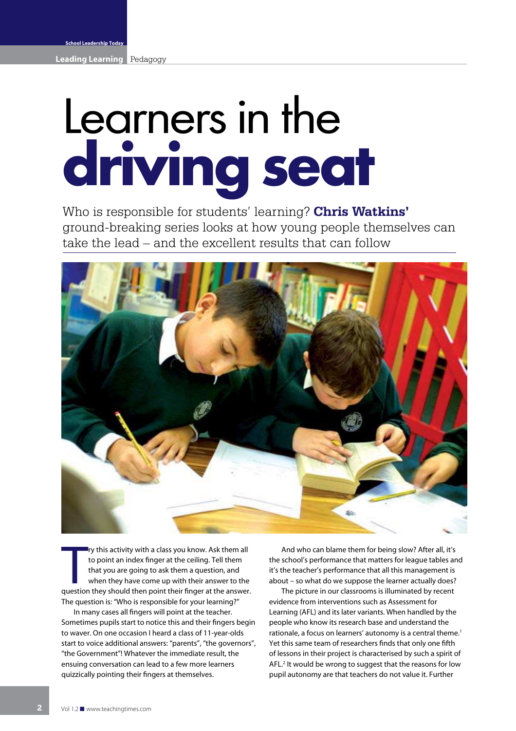# Learners in the **driving seat**

Who is responsible for students' learning? **Chris Watkins'** ground-breaking series looks at how young people themselves can take the lead – and the excellent results that can follow

Try this activity with a class you know. Ask them all to point an index finger at the ceiling. Tell them that you are going to ask them a question, and when they have come up with their answer to the question they should then point their finger at the answer. The question is: "Who is responsible for your learning?"

In many cases all fingers will point at the teacher. Sometimes pupils start to notice this and their fingers begin to waver. On one occasion I heard a class of 11-year-olds start to voice additional answers: "parents", "the governors", "the Government"! Whatever the immediate result, the ensuing conversation can lead to a few more learners quizzically pointing their fingers at themselves.

And who can blame them for being slow? After all, it's the school's performance that matters for league tables and it's the teacher's performance that all this management is about – so what do we suppose the learner actually does?

The picture in our classrooms is illuminated by recent evidence from interventions such as Assessment for Learning (AFL) and its later variants. When handled by the people who know its research base and understand the rationale, a focus on learners' autonomy is a central theme.[1] Yet this same team of researchers finds that only one fifth of lessons in their project is characterised by such a spirit of AFL.[2] It would be wrong to suggest that the reasons for low pupil autonomy are that teachers do not value it. Further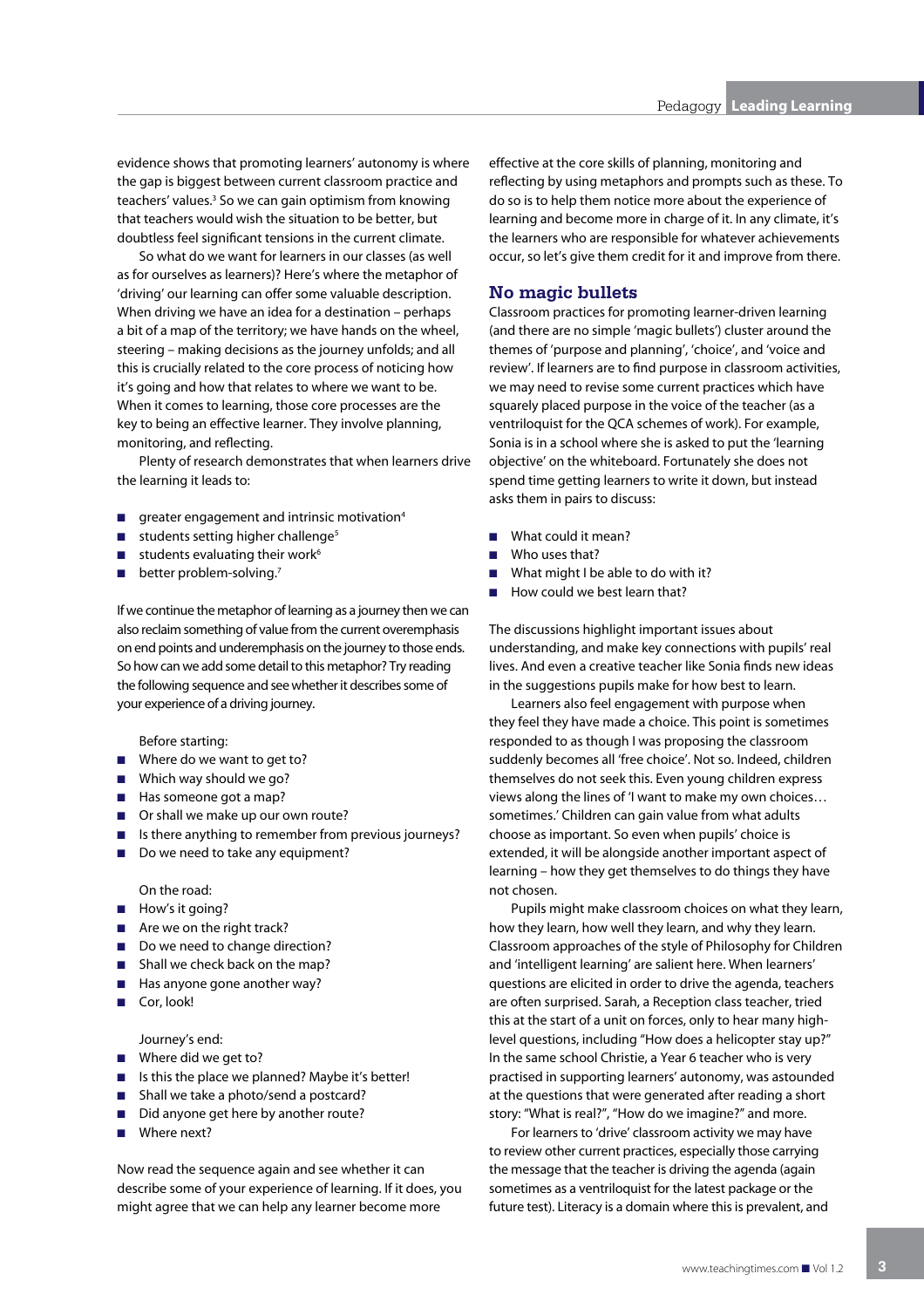evidence shows that promoting learners' autonomy is where the gap is biggest between current classroom practice and teachers' values.[3] So we can gain optimism from knowing that teachers would wish the situation to be better, but doubtless feel significant tensions in the current climate.

So what do we want for learners in our classes (as well as for ourselves as learners)? Here's where the metaphor of 'driving' our learning can offer some valuable description. When driving we have an idea for a destination – perhaps a bit of a map of the territory; we have hands on the wheel, steering – making decisions as the journey unfolds; and all this is crucially related to the core process of noticing how it's going and how that relates to where we want to be. When it comes to learning, those core processes are the key to being an effective learner. They involve planning, monitoring, and reflecting.

Plenty of research demonstrates that when learners drive the learning it leads to:

- greater engagement and intrinsic motivation[4]
- students setting higher challenge[5]
- students evaluating their work[6]
- better problem-solving.[7]

If we continue the metaphor of learning as a journey then we can also reclaim something of value from the current overemphasis on end points and underemphasis on the journey to those ends. So how can we add some detail to this metaphor? Try reading the following sequence and see whether it describes some of your experience of a driving journey.

Before starting:

- Where do we want to get to?
- Which way should we go?
- Has someone got a map?
- Or shall we make up our own route?
- Is there anything to remember from previous journeys?
- Do we need to take any equipment?

On the road:

- How's it going?
- Are we on the right track?
- Do we need to change direction?
- Shall we check back on the map?
- Has anyone gone another way?
- Cor, look!

Journey's end:

- Where did we get to?
- Is this the place we planned? Maybe it's better!
- Shall we take a photo/send a postcard?
- Did anyone get here by another route?
- Where next?

Now read the sequence again and see whether it can describe some of your experience of learning. If it does, you might agree that we can help any learner become more effective at the core skills of planning, monitoring and reflecting by using metaphors and prompts such as these. To do so is to help them notice more about the experience of learning and become more in charge of it. In any climate, it's the learners who are responsible for whatever achievements occur, so let's give them credit for it and improve from there.

## No magic bullets

Classroom practices for promoting learner-driven learning (and there are no simple 'magic bullets') cluster around the themes of 'purpose and planning', 'choice', and 'voice and review'. If learners are to find purpose in classroom activities, we may need to revise some current practices which have squarely placed purpose in the voice of the teacher (as a ventriloquist for the QCA schemes of work). For example, Sonia is in a school where she is asked to put the 'learning objective' on the whiteboard. Fortunately she does not spend time getting learners to write it down, but instead asks them in pairs to discuss:

- What could it mean?
- Who uses that?
- What might I be able to do with it?
- How could we best learn that?

The discussions highlight important issues about understanding, and make key connections with pupils' real lives. And even a creative teacher like Sonia finds new ideas in the suggestions pupils make for how best to learn.

Learners also feel engagement with purpose when they feel they have made a choice. This point is sometimes responded to as though I was proposing the classroom suddenly becomes all 'free choice'. Not so. Indeed, children themselves do not seek this. Even young children express views along the lines of 'I want to make my own choices… sometimes.' Children can gain value from what adults choose as important. So even when pupils' choice is extended, it will be alongside another important aspect of learning – how they get themselves to do things they have not chosen.

Pupils might make classroom choices on what they learn, how they learn, how well they learn, and why they learn. Classroom approaches of the style of Philosophy for Children and 'intelligent learning' are salient here. When learners' questions are elicited in order to drive the agenda, teachers are often surprised. Sarah, a Reception class teacher, tried this at the start of a unit on forces, only to hear many high-level questions, including "How does a helicopter stay up?" In the same school Christie, a Year 6 teacher who is very practised in supporting learners' autonomy, was astounded at the questions that were generated after reading a short story: "What is real?", "How do we imagine?" and more.

For learners to 'drive' classroom activity we may have to review other current practices, especially those carrying the message that the teacher is driving the agenda (again sometimes as a ventriloquist for the latest package or the future test). Literacy is a domain where this is prevalent, and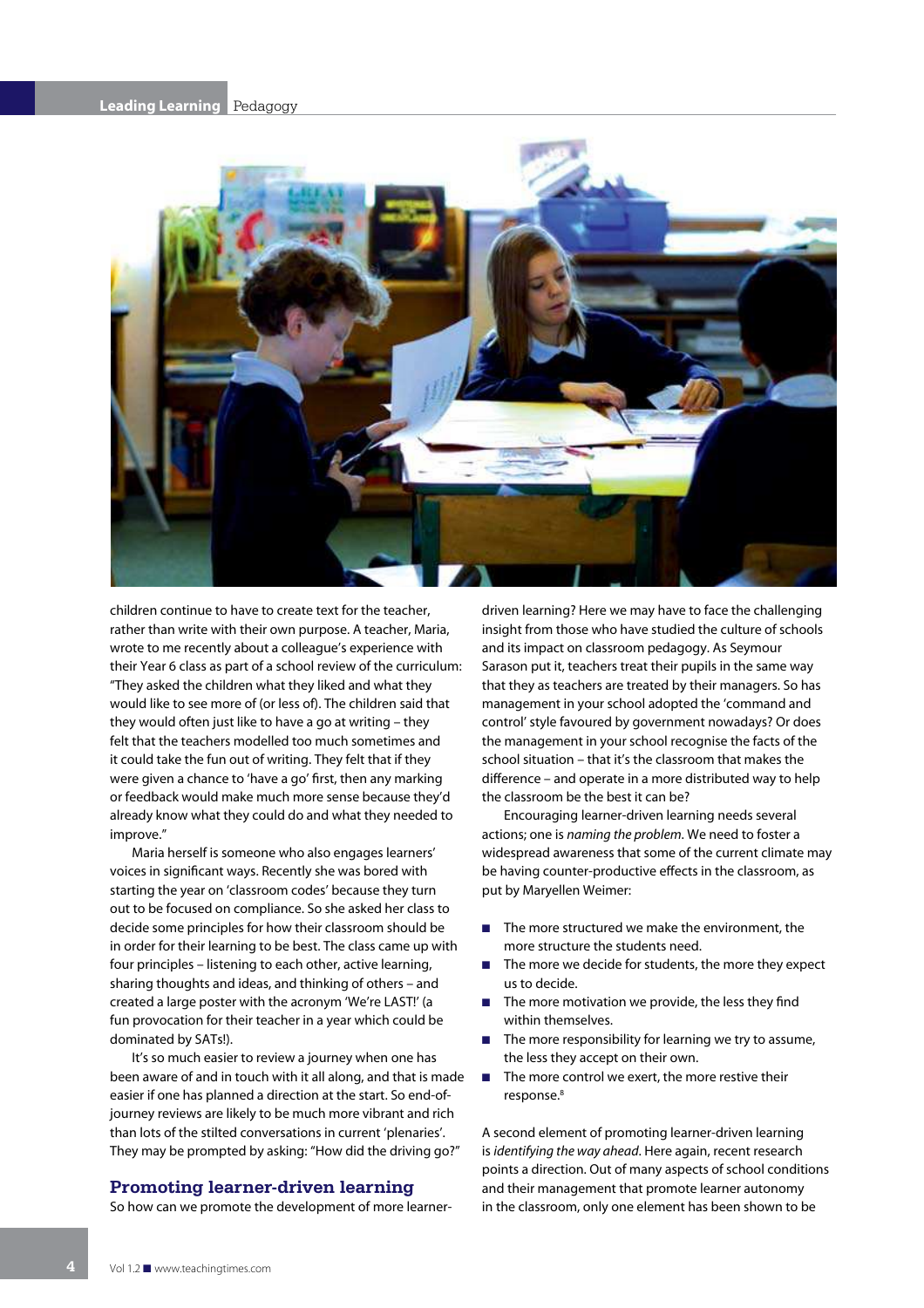children continue to have to create text for the teacher, rather than write with their own purpose. A teacher, Maria, wrote to me recently about a colleague's experience with their Year 6 class as part of a school review of the curriculum: "They asked the children what they liked and what they would like to see more of (or less of). The children said that they would often just like to have a go at writing – they felt that the teachers modelled too much sometimes and it could take the fun out of writing. They felt that if they were given a chance to 'have a go' first, then any marking or feedback would make much more sense because they'd already know what they could do and what they needed to improve."

Maria herself is someone who also engages learners' voices in significant ways. Recently she was bored with starting the year on 'classroom codes' because they turn out to be focused on compliance. So she asked her class to decide some principles for how their classroom should be in order for their learning to be best. The class came up with four principles – listening to each other, active learning, sharing thoughts and ideas, and thinking of others – and created a large poster with the acronym 'We're LAST!' (a fun provocation for their teacher in a year which could be dominated by SATs!).

It's so much easier to review a journey when one has been aware of and in touch with it all along, and that is made easier if one has planned a direction at the start. So end-of-journey reviews are likely to be much more vibrant and rich than lots of the stilted conversations in current 'plenaries'. They may be prompted by asking: "How did the driving go?"

## Promoting learner-driven learning

So how can we promote the development of more learner-driven learning? Here we may have to face the challenging insight from those who have studied the culture of schools and its impact on classroom pedagogy. As Seymour Sarason put it, teachers treat their pupils in the same way that they as teachers are treated by their managers. So has management in your school adopted the 'command and control' style favoured by government nowadays? Or does the management in your school recognise the facts of the school situation – that it's the classroom that makes the difference – and operate in a more distributed way to help the classroom be the best it can be?

Encouraging learner-driven learning needs several actions; one is *naming the problem*. We need to foster a widespread awareness that some of the current climate may be having counter-productive effects in the classroom, as put by Maryellen Weimer:

- The more structured we make the environment, the more structure the students need.
- The more we decide for students, the more they expect us to decide.
- The more motivation we provide, the less they find within themselves.
- The more responsibility for learning we try to assume, the less they accept on their own.
- The more control we exert, the more restive their response.[8]

A second element of promoting learner-driven learning is *identifying the way ahead*. Here again, recent research points a direction. Out of many aspects of school conditions and their management that promote learner autonomy in the classroom, only one element has been shown to be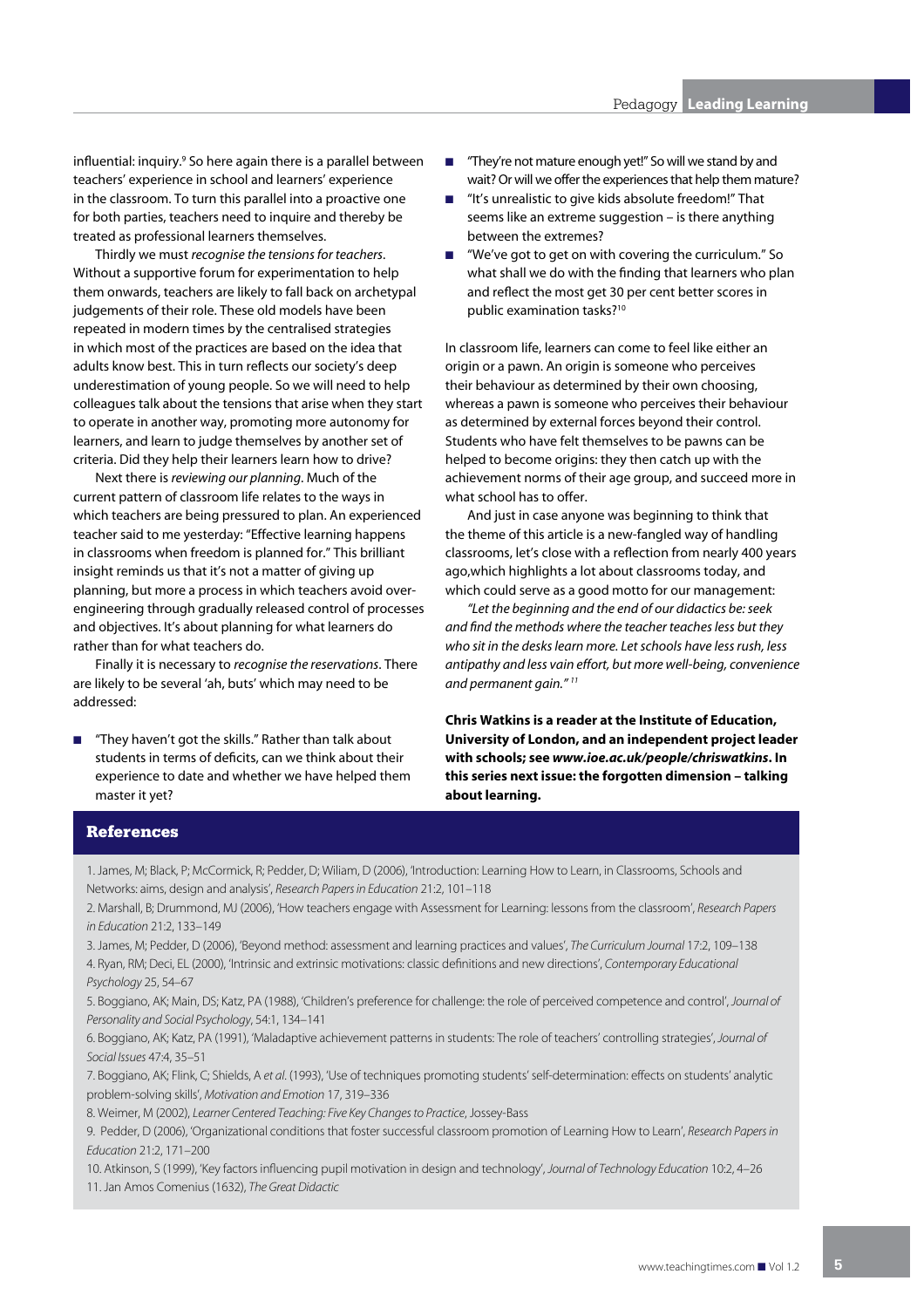influential: inquiry.[9] So here again there is a parallel between teachers' experience in school and learners' experience in the classroom. To turn this parallel into a proactive one for both parties, teachers need to inquire and thereby be treated as professional learners themselves.

Thirdly we must *recognise the tensions for teachers*. Without a supportive forum for experimentation to help them onwards, teachers are likely to fall back on archetypal judgements of their role. These old models have been repeated in modern times by the centralised strategies in which most of the practices are based on the idea that adults know best. This in turn reflects our society's deep underestimation of young people. So we will need to help colleagues talk about the tensions that arise when they start to operate in another way, promoting more autonomy for learners, and learn to judge themselves by another set of criteria. Did they help their learners learn how to drive?

Next there is *reviewing our planning*. Much of the current pattern of classroom life relates to the ways in which teachers are being pressured to plan. An experienced teacher said to me yesterday: "Effective learning happens in classrooms when freedom is planned for." This brilliant insight reminds us that it's not a matter of giving up planning, but more a process in which teachers avoid over-engineering through gradually released control of processes and objectives. It's about planning for what learners do rather than for what teachers do.

Finally it is necessary to *recognise the reservations*. There are likely to be several 'ah, buts' which may need to be addressed:

- "They haven't got the skills." Rather than talk about students in terms of deficits, can we think about their experience to date and whether we have helped them master it yet?
- "They're not mature enough yet!" So will we stand by and wait? Or will we offer the experiences that help them mature?
- "It's unrealistic to give kids absolute freedom!" That seems like an extreme suggestion – is there anything between the extremes?
- "We've got to get on with covering the curriculum." So what shall we do with the finding that learners who plan and reflect the most get 30 per cent better scores in public examination tasks?[10]

In classroom life, learners can come to feel like either an origin or a pawn. An origin is someone who perceives their behaviour as determined by their own choosing, whereas a pawn is someone who perceives their behaviour as determined by external forces beyond their control. Students who have felt themselves to be pawns can be helped to become origins: they then catch up with the achievement norms of their age group, and succeed more in what school has to offer.

And just in case anyone was beginning to think that the theme of this article is a new-fangled way of handling classrooms, let's close with a reflection from nearly 400 years ago,which highlights a lot about classrooms today, and which could serve as a good motto for our management:

*"Let the beginning and the end of our didactics be: seek and find the methods where the teacher teaches less but they who sit in the desks learn more. Let schools have less rush, less antipathy and less vain effort, but more well-being, convenience and permanent gain."* [11]

**Chris Watkins is a reader at the Institute of Education, University of London, and an independent project leader with schools; see *www.ioe.ac.uk/people/chriswatkins*. In this series next issue: the forgotten dimension – talking about learning.**

## References

1. James, M; Black, P; McCormick, R; Pedder, D; Wiliam, D (2006), 'Introduction: Learning How to Learn, in Classrooms, Schools and Networks: aims, design and analysis', *Research Papers in Education* 21:2, 101–118
2. Marshall, B; Drummond, MJ (2006), 'How teachers engage with Assessment for Learning: lessons from the classroom', *Research Papers in Education* 21:2, 133–149
3. James, M; Pedder, D (2006), 'Beyond method: assessment and learning practices and values', *The Curriculum Journal* 17:2, 109–138
4. Ryan, RM; Deci, EL (2000), 'Intrinsic and extrinsic motivations: classic definitions and new directions', *Contemporary Educational Psychology* 25, 54–67
5. Boggiano, AK; Main, DS; Katz, PA (1988), 'Children's preference for challenge: the role of perceived competence and control', *Journal of Personality and Social Psychology*, 54:1, 134–141
6. Boggiano, AK; Katz, PA (1991), 'Maladaptive achievement patterns in students: The role of teachers' controlling strategies', *Journal of Social Issues* 47:4, 35–51
7. Boggiano, AK; Flink, C; Shields, A *et al.* (1993), 'Use of techniques promoting students' self-determination: effects on students' analytic problem-solving skills', *Motivation and Emotion* 17, 319–336
8. Weimer, M (2002), *Learner Centered Teaching: Five Key Changes to Practice*, Jossey-Bass
9. Pedder, D (2006), 'Organizational conditions that foster successful classroom promotion of Learning How to Learn', *Research Papers in Education* 21:2, 171–200
10. Atkinson, S (1999), 'Key factors influencing pupil motivation in design and technology', *Journal of Technology Education* 10:2, 4–26
11. Jan Amos Comenius (1632), *The Great Didactic*